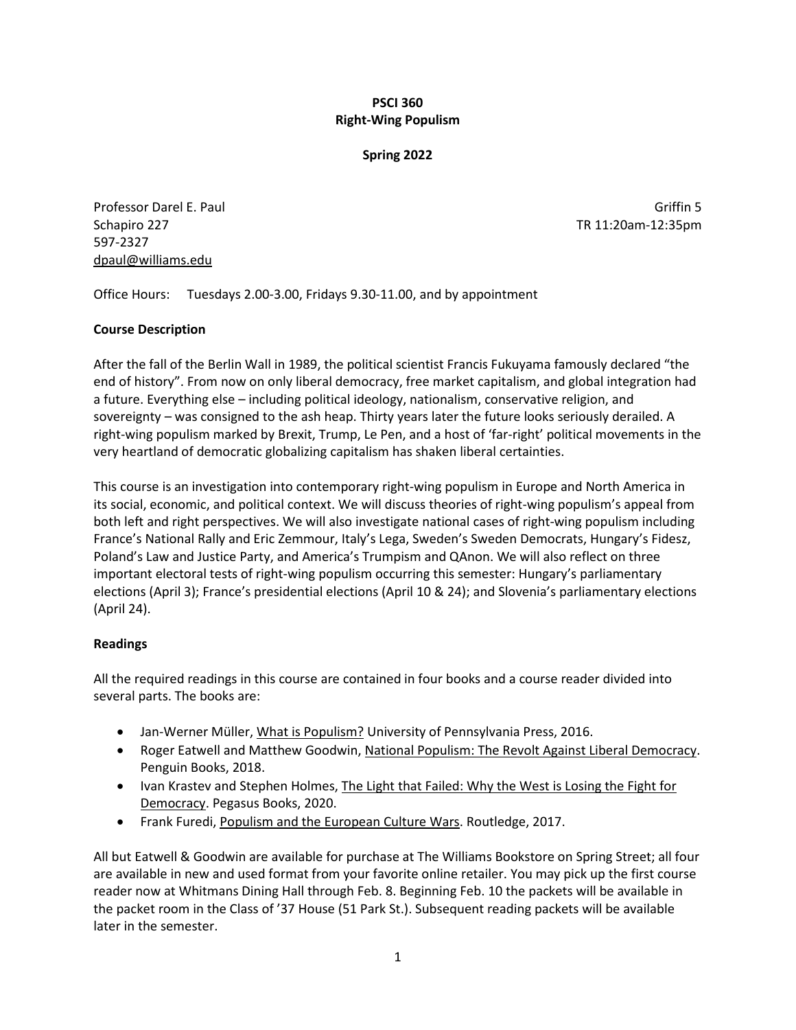**PSCI 360**
**Right-Wing Populism**

**Spring 2022**

Professor Darel E. Paul
Schapiro 227
597-2327
dpaul@williams.edu

Griffin 5
TR 11:20am-12:35pm

Office Hours: Tuesdays 2.00-3.00, Fridays 9.30-11.00, and by appointment

## Course Description

After the fall of the Berlin Wall in 1989, the political scientist Francis Fukuyama famously declared "the end of history". From now on only liberal democracy, free market capitalism, and global integration had a future. Everything else – including political ideology, nationalism, conservative religion, and sovereignty – was consigned to the ash heap. Thirty years later the future looks seriously derailed. A right-wing populism marked by Brexit, Trump, Le Pen, and a host of 'far-right' political movements in the very heartland of democratic globalizing capitalism has shaken liberal certainties.

This course is an investigation into contemporary right-wing populism in Europe and North America in its social, economic, and political context. We will discuss theories of right-wing populism's appeal from both left and right perspectives. We will also investigate national cases of right-wing populism including France's National Rally and Eric Zemmour, Italy's Lega, Sweden's Sweden Democrats, Hungary's Fidesz, Poland's Law and Justice Party, and America's Trumpism and QAnon. We will also reflect on three important electoral tests of right-wing populism occurring this semester: Hungary's parliamentary elections (April 3); France's presidential elections (April 10 & 24); and Slovenia's parliamentary elections (April 24).

## Readings

All the required readings in this course are contained in four books and a course reader divided into several parts. The books are:

- Jan-Werner Müller, What is Populism? University of Pennsylvania Press, 2016.
- Roger Eatwell and Matthew Goodwin, National Populism: The Revolt Against Liberal Democracy. Penguin Books, 2018.
- Ivan Krastev and Stephen Holmes, The Light that Failed: Why the West is Losing the Fight for Democracy. Pegasus Books, 2020.
- Frank Furedi, Populism and the European Culture Wars. Routledge, 2017.

All but Eatwell & Goodwin are available for purchase at The Williams Bookstore on Spring Street; all four are available in new and used format from your favorite online retailer. You may pick up the first course reader now at Whitmans Dining Hall through Feb. 8. Beginning Feb. 10 the packets will be available in the packet room in the Class of '37 House (51 Park St.). Subsequent reading packets will be available later in the semester.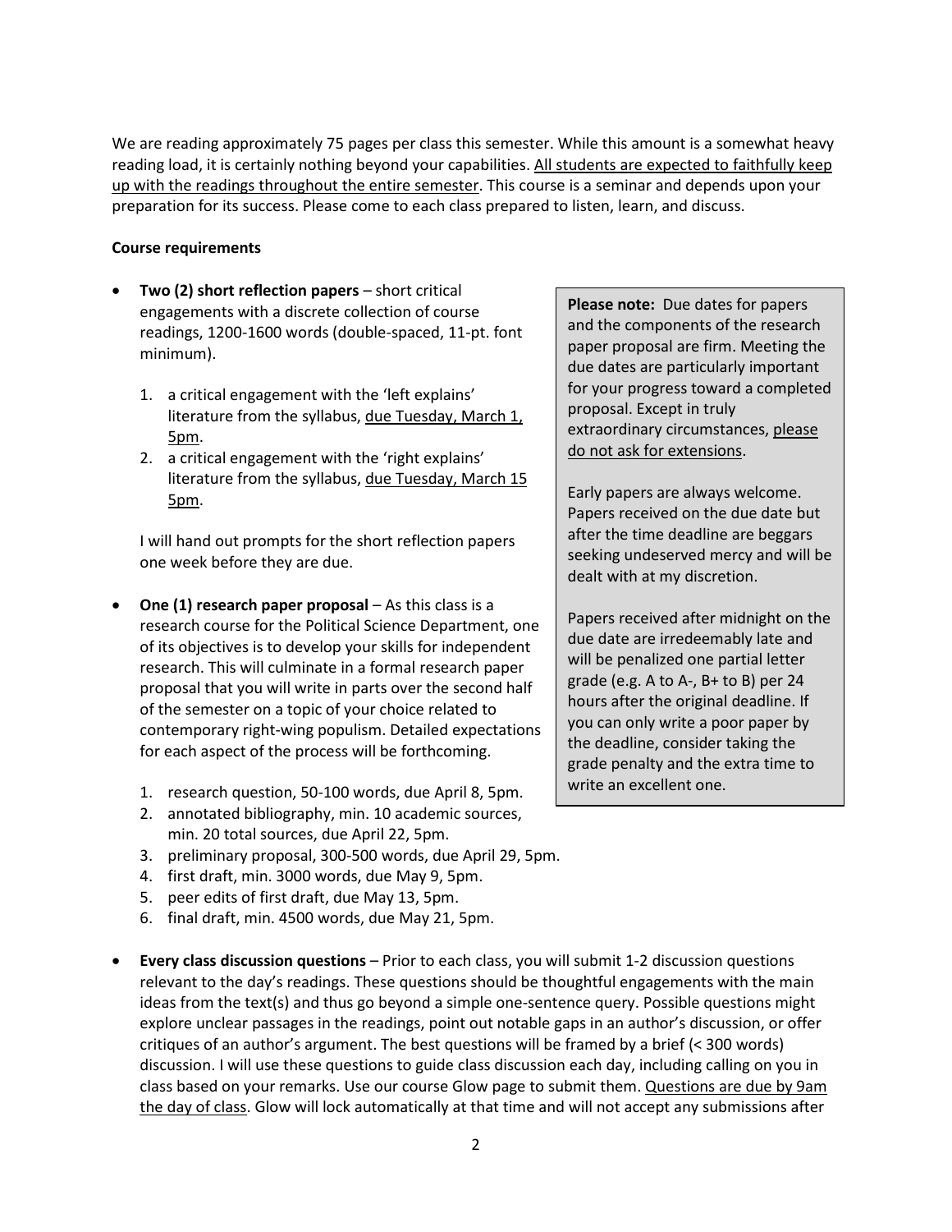We are reading approximately 75 pages per class this semester. While this amount is a somewhat heavy reading load, it is certainly nothing beyond your capabilities. <u>All students are expected to faithfully keep up with the readings throughout the entire semester</u>. This course is a seminar and depends upon your preparation for its success. Please come to each class prepared to listen, learn, and discuss.

**Course requirements**

- **Two (2) short reflection papers** – short critical engagements with a discrete collection of course readings, 1200-1600 words (double-spaced, 11-pt. font minimum).

  1. a critical engagement with the 'left explains' literature from the syllabus, <u>due Tuesday, March 1, 5pm</u>.
  2. a critical engagement with the 'right explains' literature from the syllabus, <u>due Tuesday, March 15 5pm</u>.

  I will hand out prompts for the short reflection papers one week before they are due.

- **One (1) research paper proposal** – As this class is a research course for the Political Science Department, one of its objectives is to develop your skills for independent research. This will culminate in a formal research paper proposal that you will write in parts over the second half of the semester on a topic of your choice related to contemporary right-wing populism. Detailed expectations for each aspect of the process will be forthcoming.

  1. research question, 50-100 words, due April 8, 5pm.
  2. annotated bibliography, min. 10 academic sources, min. 20 total sources, due April 22, 5pm.
  3. preliminary proposal, 300-500 words, due April 29, 5pm.
  4. first draft, min. 3000 words, due May 9, 5pm.
  5. peer edits of first draft, due May 13, 5pm.
  6. final draft, min. 4500 words, due May 21, 5pm.

> **Please note:** Due dates for papers and the components of the research paper proposal are firm. Meeting the due dates are particularly important for your progress toward a completed proposal. Except in truly extraordinary circumstances, <u>please do not ask for extensions</u>.
>
> Early papers are always welcome. Papers received on the due date but after the time deadline are beggars seeking undeserved mercy and will be dealt with at my discretion.
>
> Papers received after midnight on the due date are irredeemably late and will be penalized one partial letter grade (e.g. A to A-, B+ to B) per 24 hours after the original deadline. If you can only write a poor paper by the deadline, consider taking the grade penalty and the extra time to write an excellent one.

- **Every class discussion questions** – Prior to each class, you will submit 1-2 discussion questions relevant to the day's readings. These questions should be thoughtful engagements with the main ideas from the text(s) and thus go beyond a simple one-sentence query. Possible questions might explore unclear passages in the readings, point out notable gaps in an author's discussion, or offer critiques of an author's argument. The best questions will be framed by a brief (< 300 words) discussion. I will use these questions to guide class discussion each day, including calling on you in class based on your remarks. Use our course Glow page to submit them. <u>Questions are due by 9am the day of class</u>. Glow will lock automatically at that time and will not accept any submissions after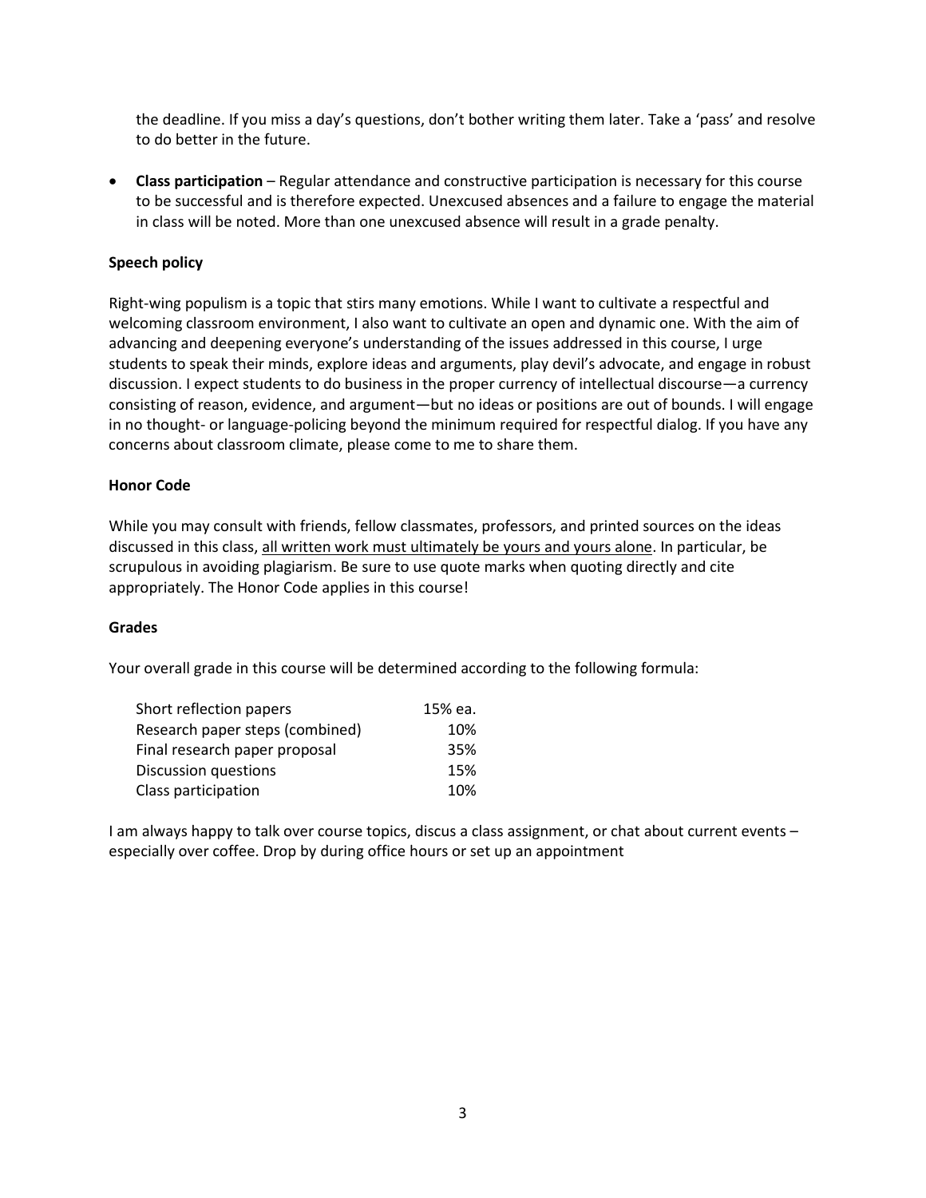the deadline. If you miss a day's questions, don't bother writing them later. Take a 'pass' and resolve to do better in the future.

- **Class participation** – Regular attendance and constructive participation is necessary for this course to be successful and is therefore expected. Unexcused absences and a failure to engage the material in class will be noted. More than one unexcused absence will result in a grade penalty.

**Speech policy**

Right-wing populism is a topic that stirs many emotions. While I want to cultivate a respectful and welcoming classroom environment, I also want to cultivate an open and dynamic one. With the aim of advancing and deepening everyone's understanding of the issues addressed in this course, I urge students to speak their minds, explore ideas and arguments, play devil's advocate, and engage in robust discussion. I expect students to do business in the proper currency of intellectual discourse—a currency consisting of reason, evidence, and argument—but no ideas or positions are out of bounds. I will engage in no thought- or language-policing beyond the minimum required for respectful dialog. If you have any concerns about classroom climate, please come to me to share them.

**Honor Code**

While you may consult with friends, fellow classmates, professors, and printed sources on the ideas discussed in this class, <u>all written work must ultimately be yours and yours alone</u>. In particular, be scrupulous in avoiding plagiarism. Be sure to use quote marks when quoting directly and cite appropriately. The Honor Code applies in this course!

**Grades**

Your overall grade in this course will be determined according to the following formula:

| | |
|---|---|
| Short reflection papers | 15% ea. |
| Research paper steps (combined) | 10% |
| Final research paper proposal | 35% |
| Discussion questions | 15% |
| Class participation | 10% |

I am always happy to talk over course topics, discus a class assignment, or chat about current events – especially over coffee. Drop by during office hours or set up an appointment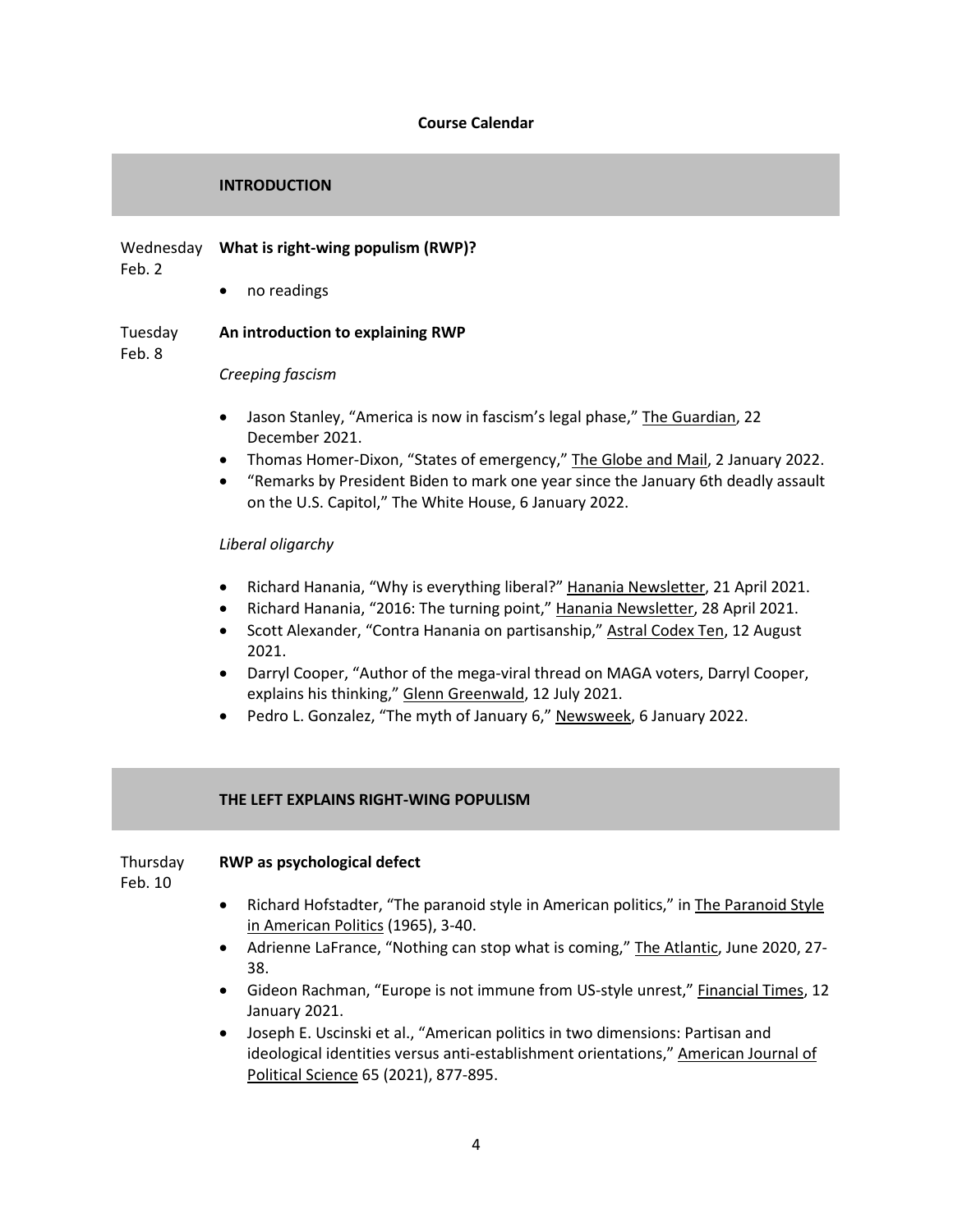**Course Calendar**

## INTRODUCTION

Wednesday Feb. 2 — **What is right-wing populism (RWP)?**

- no readings

Tuesday Feb. 8 — **An introduction to explaining RWP**

*Creeping fascism*

- Jason Stanley, "America is now in fascism's legal phase," The Guardian, 22 December 2021.
- Thomas Homer-Dixon, "States of emergency," The Globe and Mail, 2 January 2022.
- "Remarks by President Biden to mark one year since the January 6th deadly assault on the U.S. Capitol," The White House, 6 January 2022.

*Liberal oligarchy*

- Richard Hanania, "Why is everything liberal?" Hanania Newsletter, 21 April 2021.
- Richard Hanania, "2016: The turning point," Hanania Newsletter, 28 April 2021.
- Scott Alexander, "Contra Hanania on partisanship," Astral Codex Ten, 12 August 2021.
- Darryl Cooper, "Author of the mega-viral thread on MAGA voters, Darryl Cooper, explains his thinking," Glenn Greenwald, 12 July 2021.
- Pedro L. Gonzalez, "The myth of January 6," Newsweek, 6 January 2022.

## THE LEFT EXPLAINS RIGHT-WING POPULISM

Thursday Feb. 10 — **RWP as psychological defect**

- Richard Hofstadter, "The paranoid style in American politics," in The Paranoid Style in American Politics (1965), 3-40.
- Adrienne LaFrance, "Nothing can stop what is coming," The Atlantic, June 2020, 27-38.
- Gideon Rachman, "Europe is not immune from US-style unrest," Financial Times, 12 January 2021.
- Joseph E. Uscinski et al., "American politics in two dimensions: Partisan and ideological identities versus anti-establishment orientations," American Journal of Political Science 65 (2021), 877-895.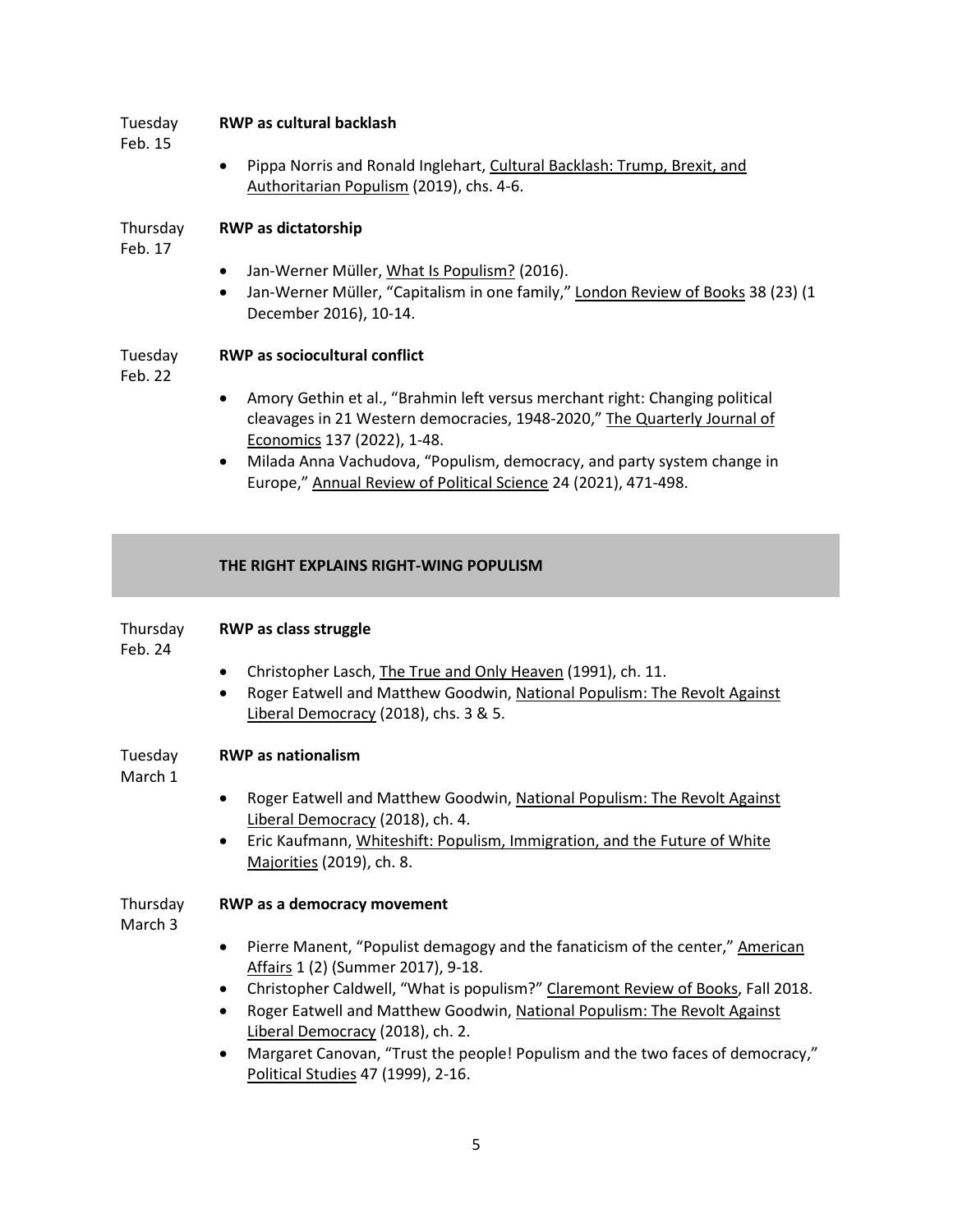**Tuesday Feb. 15** — **RWP as cultural backlash**

- Pippa Norris and Ronald Inglehart, Cultural Backlash: Trump, Brexit, and Authoritarian Populism (2019), chs. 4-6.

**Thursday Feb. 17** — **RWP as dictatorship**

- Jan-Werner Müller, What Is Populism? (2016).
- Jan-Werner Müller, "Capitalism in one family," London Review of Books 38 (23) (1 December 2016), 10-14.

**Tuesday Feb. 22** — **RWP as sociocultural conflict**

- Amory Gethin et al., "Brahmin left versus merchant right: Changing political cleavages in 21 Western democracies, 1948-2020," The Quarterly Journal of Economics 137 (2022), 1-48.
- Milada Anna Vachudova, "Populism, democracy, and party system change in Europe," Annual Review of Political Science 24 (2021), 471-498.

## THE RIGHT EXPLAINS RIGHT-WING POPULISM

**Thursday Feb. 24** — **RWP as class struggle**

- Christopher Lasch, The True and Only Heaven (1991), ch. 11.
- Roger Eatwell and Matthew Goodwin, National Populism: The Revolt Against Liberal Democracy (2018), chs. 3 & 5.

**Tuesday March 1** — **RWP as nationalism**

- Roger Eatwell and Matthew Goodwin, National Populism: The Revolt Against Liberal Democracy (2018), ch. 4.
- Eric Kaufmann, Whiteshift: Populism, Immigration, and the Future of White Majorities (2019), ch. 8.

**Thursday March 3** — **RWP as a democracy movement**

- Pierre Manent, "Populist demagogy and the fanaticism of the center," American Affairs 1 (2) (Summer 2017), 9-18.
- Christopher Caldwell, "What is populism?" Claremont Review of Books, Fall 2018.
- Roger Eatwell and Matthew Goodwin, National Populism: The Revolt Against Liberal Democracy (2018), ch. 2.
- Margaret Canovan, "Trust the people! Populism and the two faces of democracy," Political Studies 47 (1999), 2-16.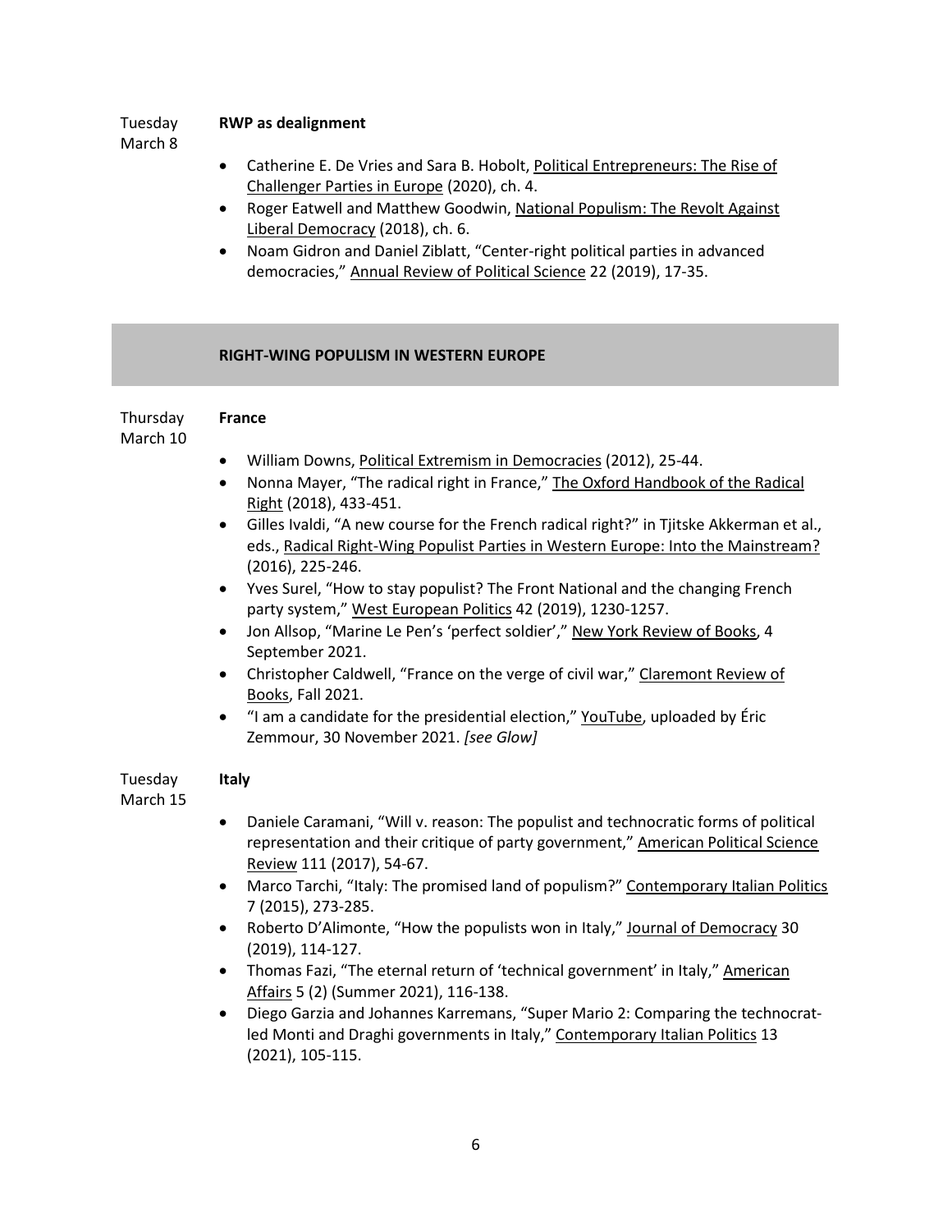Tuesday March 8 — **RWP as dealignment**

- Catherine E. De Vries and Sara B. Hobolt, Political Entrepreneurs: The Rise of Challenger Parties in Europe (2020), ch. 4.
- Roger Eatwell and Matthew Goodwin, National Populism: The Revolt Against Liberal Democracy (2018), ch. 6.
- Noam Gidron and Daniel Ziblatt, "Center-right political parties in advanced democracies," Annual Review of Political Science 22 (2019), 17-35.

## RIGHT-WING POPULISM IN WESTERN EUROPE

Thursday March 10 — **France**

- William Downs, Political Extremism in Democracies (2012), 25-44.
- Nonna Mayer, "The radical right in France," The Oxford Handbook of the Radical Right (2018), 433-451.
- Gilles Ivaldi, "A new course for the French radical right?" in Tjitske Akkerman et al., eds., Radical Right-Wing Populist Parties in Western Europe: Into the Mainstream? (2016), 225-246.
- Yves Surel, "How to stay populist? The Front National and the changing French party system," West European Politics 42 (2019), 1230-1257.
- Jon Allsop, "Marine Le Pen's 'perfect soldier'," New York Review of Books, 4 September 2021.
- Christopher Caldwell, "France on the verge of civil war," Claremont Review of Books, Fall 2021.
- "I am a candidate for the presidential election," YouTube, uploaded by Éric Zemmour, 30 November 2021. *[see Glow]*

Tuesday March 15 — **Italy**

- Daniele Caramani, "Will v. reason: The populist and technocratic forms of political representation and their critique of party government," American Political Science Review 111 (2017), 54-67.
- Marco Tarchi, "Italy: The promised land of populism?" Contemporary Italian Politics 7 (2015), 273-285.
- Roberto D'Alimonte, "How the populists won in Italy," Journal of Democracy 30 (2019), 114-127.
- Thomas Fazi, "The eternal return of 'technical government' in Italy," American Affairs 5 (2) (Summer 2021), 116-138.
- Diego Garzia and Johannes Karremans, "Super Mario 2: Comparing the technocrat-led Monti and Draghi governments in Italy," Contemporary Italian Politics 13 (2021), 105-115.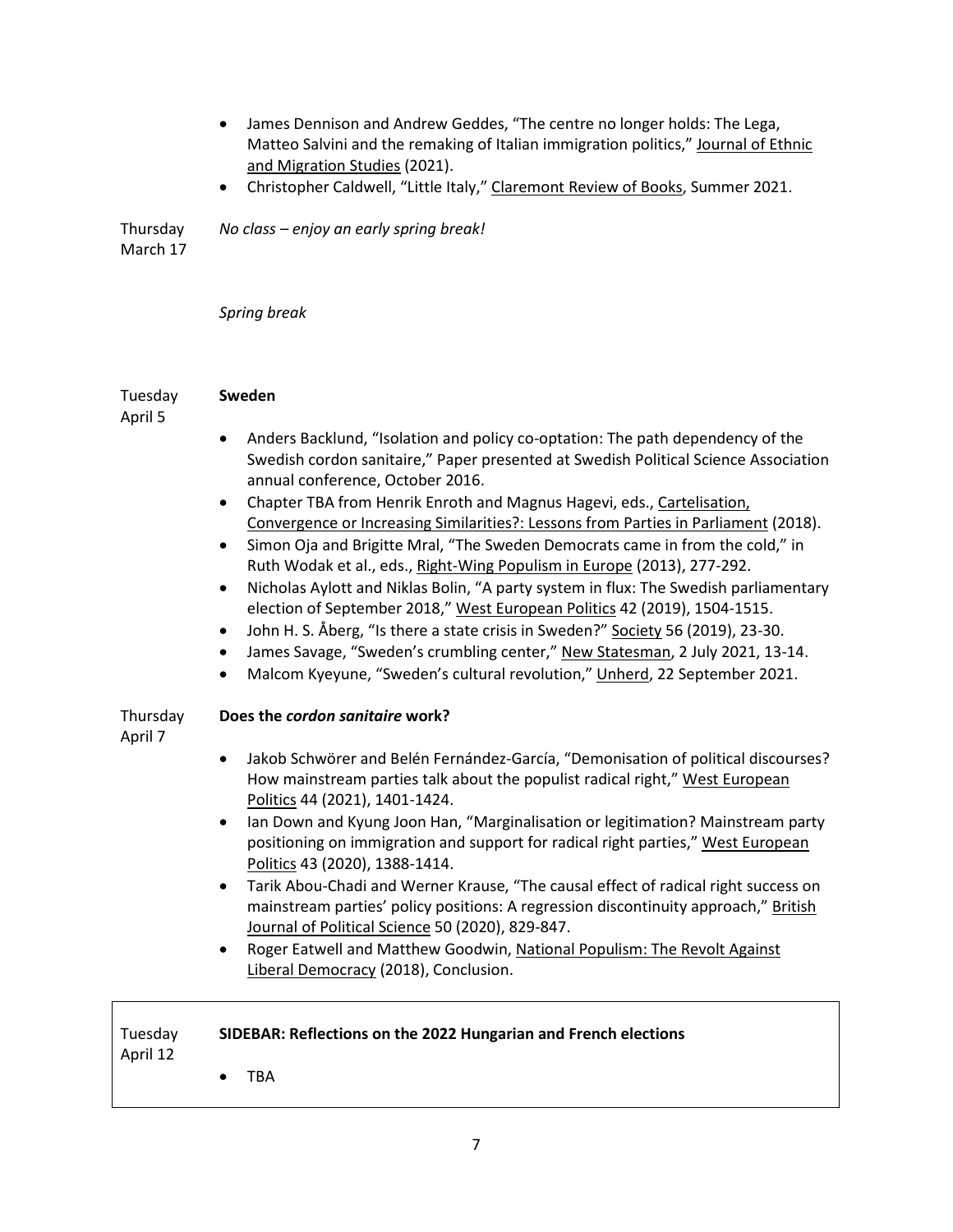- James Dennison and Andrew Geddes, "The centre no longer holds: The Lega, Matteo Salvini and the remaking of Italian immigration politics," Journal of Ethnic and Migration Studies (2021).
- Christopher Caldwell, "Little Italy," Claremont Review of Books, Summer 2021.

Thursday March 17

*No class – enjoy an early spring break!*

*Spring break*

Tuesday April 5

**Sweden**

- Anders Backlund, "Isolation and policy co-optation: The path dependency of the Swedish cordon sanitaire," Paper presented at Swedish Political Science Association annual conference, October 2016.
- Chapter TBA from Henrik Enroth and Magnus Hagevi, eds., Cartelisation, Convergence or Increasing Similarities?: Lessons from Parties in Parliament (2018).
- Simon Oja and Brigitte Mral, "The Sweden Democrats came in from the cold," in Ruth Wodak et al., eds., Right-Wing Populism in Europe (2013), 277-292.
- Nicholas Aylott and Niklas Bolin, "A party system in flux: The Swedish parliamentary election of September 2018," West European Politics 42 (2019), 1504-1515.
- John H. S. Åberg, "Is there a state crisis in Sweden?" Society 56 (2019), 23-30.
- James Savage, "Sweden's crumbling center," New Statesman, 2 July 2021, 13-14.
- Malcom Kyeyune, "Sweden's cultural revolution," Unherd, 22 September 2021.

Thursday April 7

**Does the *cordon sanitaire* work?**

- Jakob Schwörer and Belén Fernández-García, "Demonisation of political discourses? How mainstream parties talk about the populist radical right," West European Politics 44 (2021), 1401-1424.
- Ian Down and Kyung Joon Han, "Marginalisation or legitimation? Mainstream party positioning on immigration and support for radical right parties," West European Politics 43 (2020), 1388-1414.
- Tarik Abou-Chadi and Werner Krause, "The causal effect of radical right success on mainstream parties' policy positions: A regression discontinuity approach," British Journal of Political Science 50 (2020), 829-847.
- Roger Eatwell and Matthew Goodwin, National Populism: The Revolt Against Liberal Democracy (2018), Conclusion.

Tuesday April 12

**SIDEBAR: Reflections on the 2022 Hungarian and French elections**

- TBA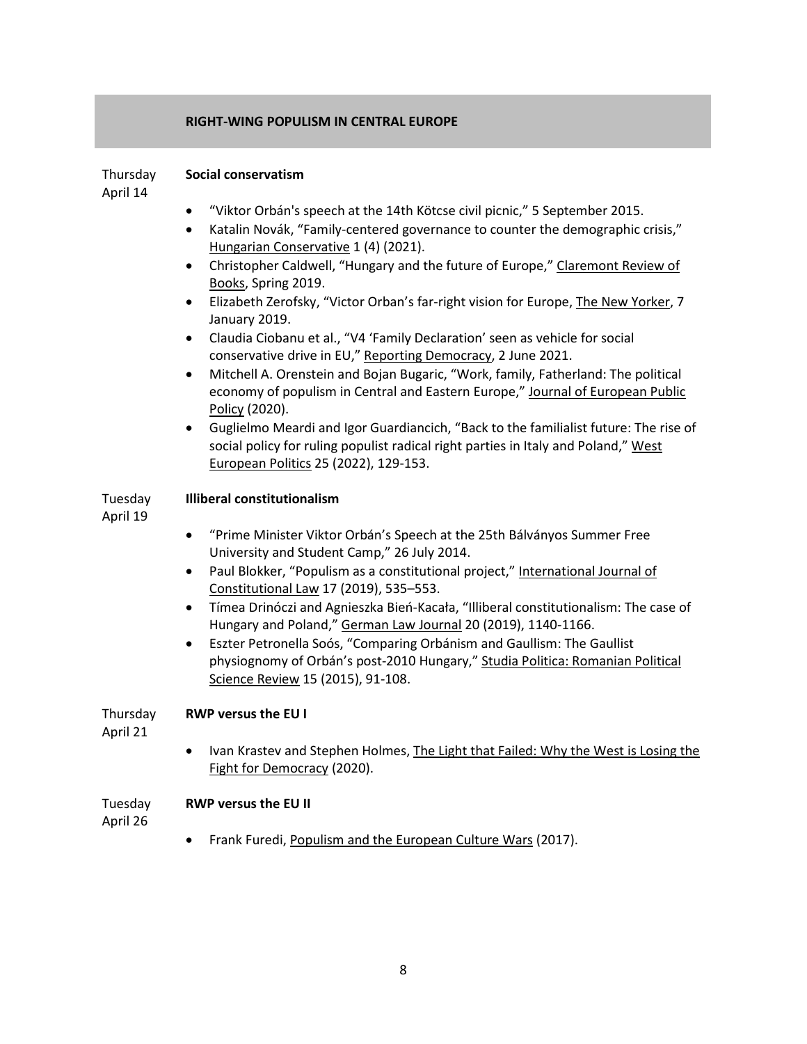## RIGHT-WING POPULISM IN CENTRAL EUROPE

**Thursday April 14 — Social conservatism**

- "Viktor Orbán's speech at the 14th Kötcse civil picnic," 5 September 2015.
- Katalin Novák, "Family-centered governance to counter the demographic crisis," Hungarian Conservative 1 (4) (2021).
- Christopher Caldwell, "Hungary and the future of Europe," Claremont Review of Books, Spring 2019.
- Elizabeth Zerofsky, "Victor Orban's far-right vision for Europe, The New Yorker, 7 January 2019.
- Claudia Ciobanu et al., "V4 'Family Declaration' seen as vehicle for social conservative drive in EU," Reporting Democracy, 2 June 2021.
- Mitchell A. Orenstein and Bojan Bugaric, "Work, family, Fatherland: The political economy of populism in Central and Eastern Europe," Journal of European Public Policy (2020).
- Guglielmo Meardi and Igor Guardiancich, "Back to the familialist future: The rise of social policy for ruling populist radical right parties in Italy and Poland," West European Politics 25 (2022), 129-153.

**Tuesday April 19 — Illiberal constitutionalism**

- "Prime Minister Viktor Orbán's Speech at the 25th Bálványos Summer Free University and Student Camp," 26 July 2014.
- Paul Blokker, "Populism as a constitutional project," International Journal of Constitutional Law 17 (2019), 535–553.
- Tímea Drinóczi and Agnieszka Bień-Kacała, "Illiberal constitutionalism: The case of Hungary and Poland," German Law Journal 20 (2019), 1140-1166.
- Eszter Petronella Soós, "Comparing Orbánism and Gaullism: The Gaullist physiognomy of Orbán's post-2010 Hungary," Studia Politica: Romanian Political Science Review 15 (2015), 91-108.

**Thursday April 21 — RWP versus the EU I**

- Ivan Krastev and Stephen Holmes, The Light that Failed: Why the West is Losing the Fight for Democracy (2020).

**Tuesday April 26 — RWP versus the EU II**

- Frank Furedi, Populism and the European Culture Wars (2017).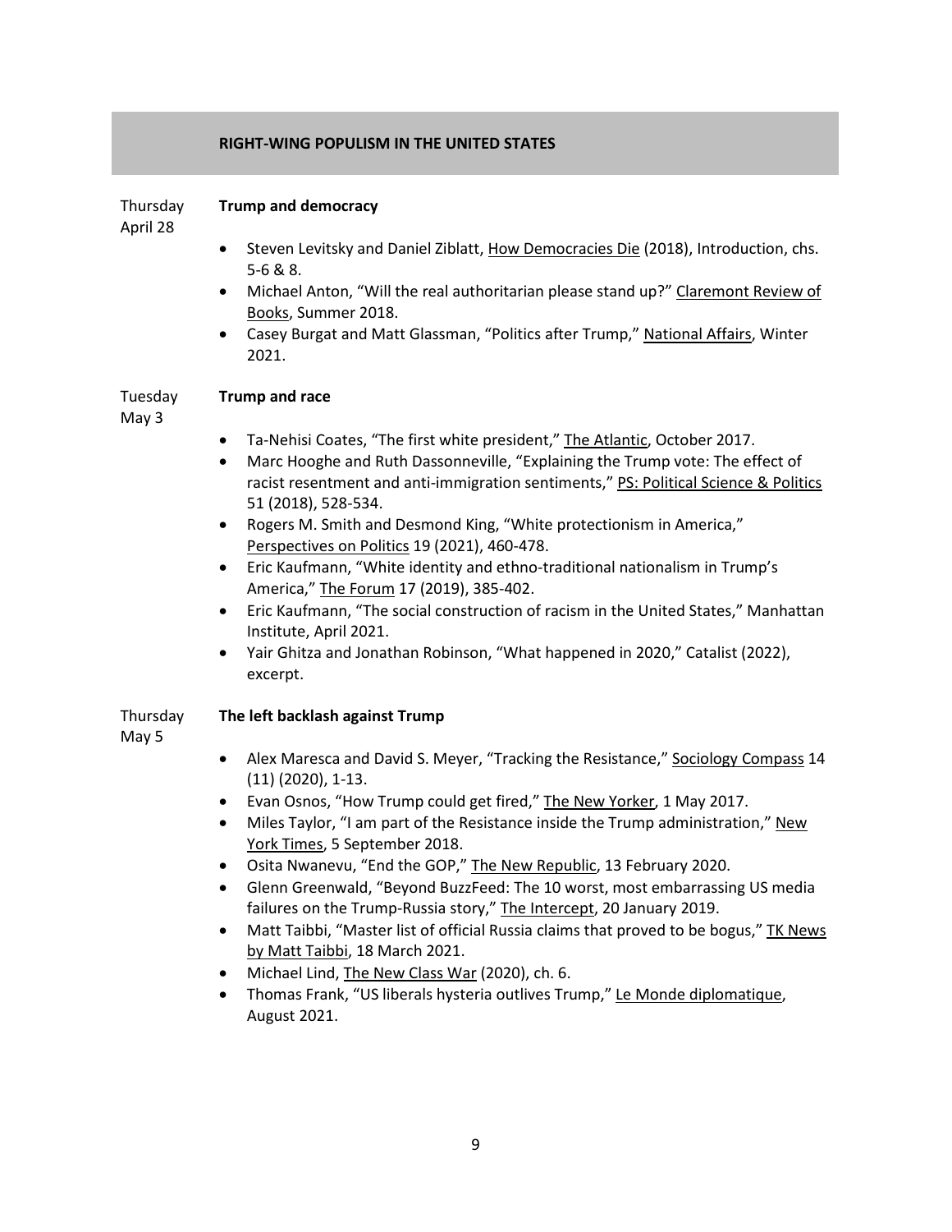## RIGHT-WING POPULISM IN THE UNITED STATES

Thursday April 28 — **Trump and democracy**

- Steven Levitsky and Daniel Ziblatt, How Democracies Die (2018), Introduction, chs. 5-6 & 8.
- Michael Anton, "Will the real authoritarian please stand up?" Claremont Review of Books, Summer 2018.
- Casey Burgat and Matt Glassman, "Politics after Trump," National Affairs, Winter 2021.

Tuesday May 3 — **Trump and race**

- Ta-Nehisi Coates, "The first white president," The Atlantic, October 2017.
- Marc Hooghe and Ruth Dassonneville, "Explaining the Trump vote: The effect of racist resentment and anti-immigration sentiments," PS: Political Science & Politics 51 (2018), 528-534.
- Rogers M. Smith and Desmond King, "White protectionism in America," Perspectives on Politics 19 (2021), 460-478.
- Eric Kaufmann, "White identity and ethno-traditional nationalism in Trump's America," The Forum 17 (2019), 385-402.
- Eric Kaufmann, "The social construction of racism in the United States," Manhattan Institute, April 2021.
- Yair Ghitza and Jonathan Robinson, "What happened in 2020," Catalist (2022), excerpt.

Thursday May 5 — **The left backlash against Trump**

- Alex Maresca and David S. Meyer, "Tracking the Resistance," Sociology Compass 14 (11) (2020), 1-13.
- Evan Osnos, "How Trump could get fired," The New Yorker, 1 May 2017.
- Miles Taylor, "I am part of the Resistance inside the Trump administration," New York Times, 5 September 2018.
- Osita Nwanevu, "End the GOP," The New Republic, 13 February 2020.
- Glenn Greenwald, "Beyond BuzzFeed: The 10 worst, most embarrassing US media failures on the Trump-Russia story," The Intercept, 20 January 2019.
- Matt Taibbi, "Master list of official Russia claims that proved to be bogus," TK News by Matt Taibbi, 18 March 2021.
- Michael Lind, The New Class War (2020), ch. 6.
- Thomas Frank, "US liberals hysteria outlives Trump," Le Monde diplomatique, August 2021.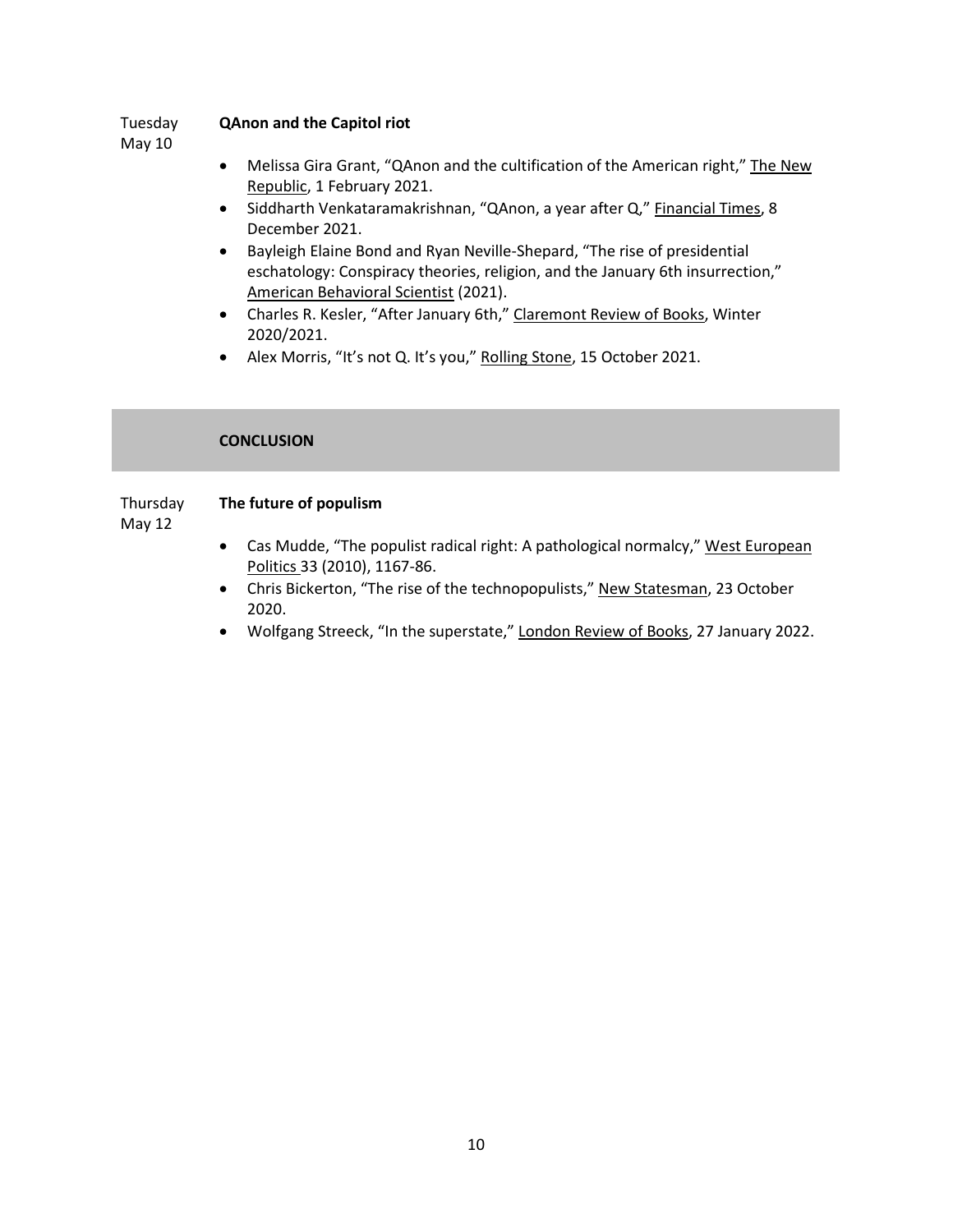Tuesday May 10

**QAnon and the Capitol riot**

- Melissa Gira Grant, "QAnon and the cultification of the American right," The New Republic, 1 February 2021.
- Siddharth Venkataramakrishnan, "QAnon, a year after Q," Financial Times, 8 December 2021.
- Bayleigh Elaine Bond and Ryan Neville-Shepard, "The rise of presidential eschatology: Conspiracy theories, religion, and the January 6th insurrection," American Behavioral Scientist (2021).
- Charles R. Kesler, "After January 6th," Claremont Review of Books, Winter 2020/2021.
- Alex Morris, "It's not Q. It's you," Rolling Stone, 15 October 2021.

## CONCLUSION

Thursday May 12

**The future of populism**

- Cas Mudde, "The populist radical right: A pathological normalcy," West European Politics 33 (2010), 1167-86.
- Chris Bickerton, "The rise of the technopopulists," New Statesman, 23 October 2020.
- Wolfgang Streeck, "In the superstate," London Review of Books, 27 January 2022.